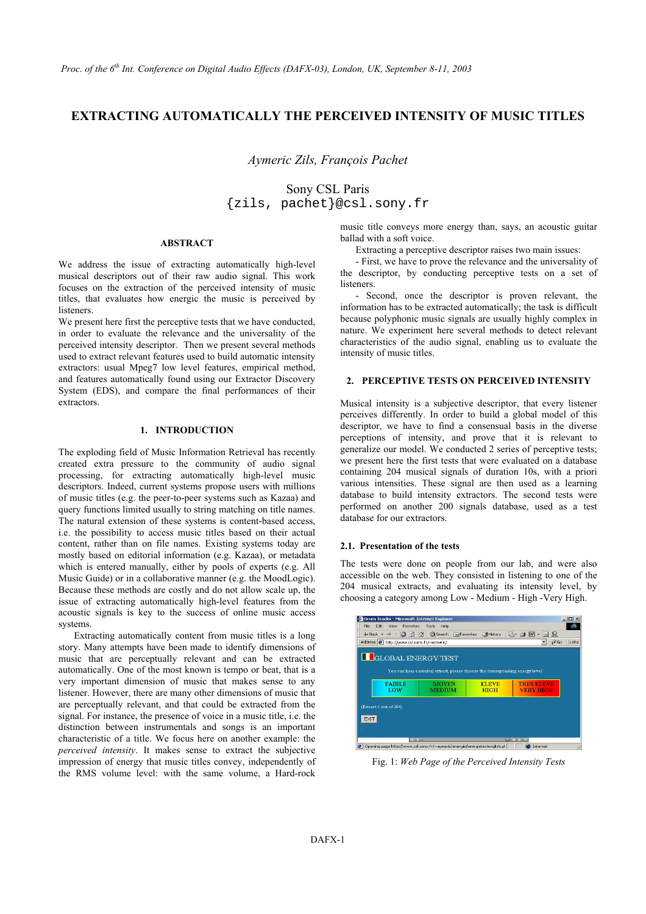# EXTRACTING AUTOMATICALLY THE PERCEIVED INTENSITY OF MUSIC TITLES

*Aymeric Zils, François Pachet*

Sony CSL Paris
{zils, pachet}@csl.sony.fr

## ABSTRACT

We address the issue of extracting automatically high-level musical descriptors out of their raw audio signal. This work focuses on the extraction of the perceived intensity of music titles, that evaluates how energic the music is perceived by listeners.

We present here first the perceptive tests that we have conducted, in order to evaluate the relevance and the universality of the perceived intensity descriptor. Then we present several methods used to extract relevant features used to build automatic intensity extractors: usual Mpeg7 low level features, empirical method, and features automatically found using our Extractor Discovery System (EDS), and compare the final performances of their extractors.

## 1. INTRODUCTION

The exploding field of Music Information Retrieval has recently created extra pressure to the community of audio signal processing, for extracting automatically high-level music descriptors. Indeed, current systems propose users with millions of music titles (e.g. the peer-to-peer systems such as Kazaa) and query functions limited usually to string matching on title names. The natural extension of these systems is content-based access, i.e. the possibility to access music titles based on their actual content, rather than on file names. Existing systems today are mostly based on editorial information (e.g. Kazaa), or metadata which is entered manually, either by pools of experts (e.g. All Music Guide) or in a collaborative manner (e.g. the MoodLogic). Because these methods are costly and do not allow scale up, the issue of extracting automatically high-level features from the acoustic signals is key to the success of online music access systems.

Extracting automatically content from music titles is a long story. Many attempts have been made to identify dimensions of music that are perceptually relevant and can be extracted automatically. One of the most known is tempo or beat, that is a very important dimension of music that makes sense to any listener. However, there are many other dimensions of music that are perceptually relevant, and that could be extracted from the signal. For instance, the presence of voice in a music title, i.e. the distinction between instrumentals and songs is an important characteristic of a title. We focus here on another example: the *perceived intensity*. It makes sense to extract the subjective impression of energy that music titles convey, independently of the RMS volume level: with the same volume, a Hard-rock music title conveys more energy than, says, an acoustic guitar ballad with a soft voice.

Extracting a perceptive descriptor raises two main issues:

- First, we have to prove the relevance and the universality of the descriptor, by conducting perceptive tests on a set of listeners.

- Second, once the descriptor is proven relevant, the information has to be extracted automatically; the task is difficult because polyphonic music signals are usually highly complex in nature. We experiment here several methods to detect relevant characteristics of the audio signal, enabling us to evaluate the intensity of music titles.

## 2. PERCEPTIVE TESTS ON PERCEIVED INTENSITY

Musical intensity is a subjective descriptor, that every listener perceives differently. In order to build a global model of this descriptor, we have to find a consensual basis in the diverse perceptions of intensity, and prove that it is relevant to generalize our model. We conducted 2 series of perceptive tests; we present here the first tests that were evaluated on a database containing 204 musical signals of duration 10s, with a priori various intensities. These signal are then used as a learning database to build intensity extractors. The second tests were performed on another 200 signals database, used as a test database for our extractors.

### 2.1. Presentation of the tests

The tests were done on people from our lab, and were also accessible on the web. They consisted in listening to one of the 204 musical extracts, and evaluating its intensity level, by choosing a category among Low - Medium - High -Very High.

Fig. 1: *Web Page of the Perceived Intensity Tests*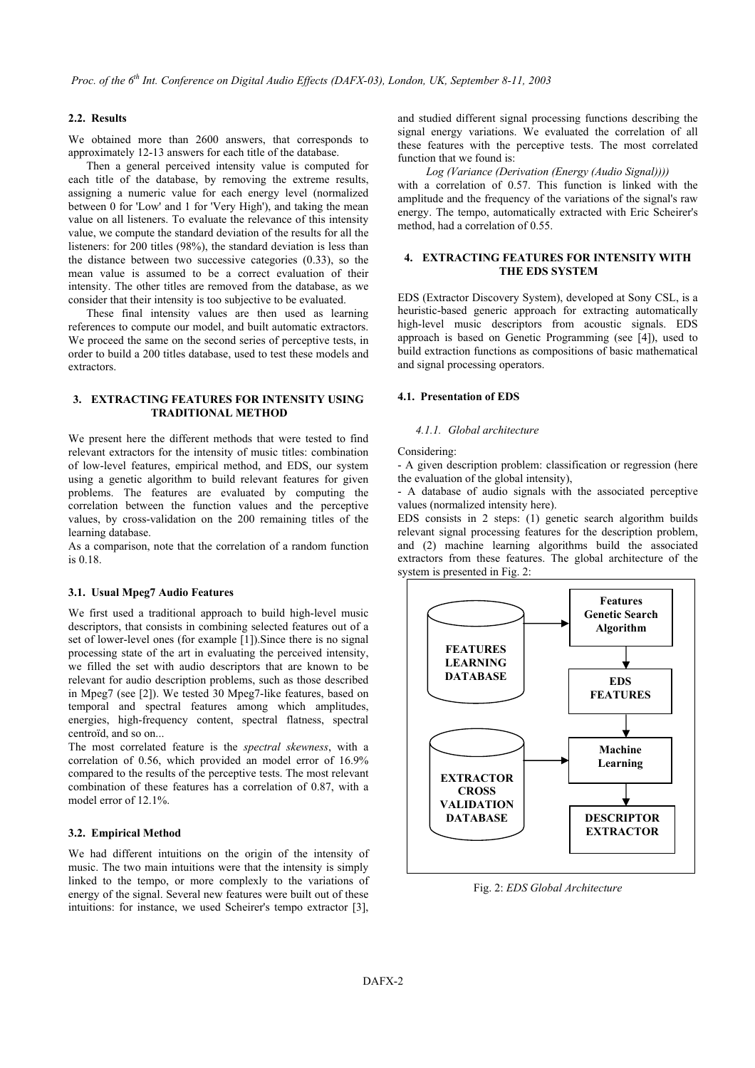### 2.2. Results

We obtained more than 2600 answers, that corresponds to approximately 12-13 answers for each title of the database.

Then a general perceived intensity value is computed for each title of the database, by removing the extreme results, assigning a numeric value for each energy level (normalized between 0 for 'Low' and 1 for 'Very High'), and taking the mean value on all listeners. To evaluate the relevance of this intensity value, we compute the standard deviation of the results for all the listeners: for 200 titles (98%), the standard deviation is less than the distance between two successive categories (0.33), so the mean value is assumed to be a correct evaluation of their intensity. The other titles are removed from the database, as we consider that their intensity is too subjective to be evaluated.

These final intensity values are then used as learning references to compute our model, and built automatic extractors. We proceed the same on the second series of perceptive tests, in order to build a 200 titles database, used to test these models and extractors.

## 3. EXTRACTING FEATURES FOR INTENSITY USING TRADITIONAL METHOD

We present here the different methods that were tested to find relevant extractors for the intensity of music titles: combination of low-level features, empirical method, and EDS, our system using a genetic algorithm to build relevant features for given problems. The features are evaluated by computing the correlation between the function values and the perceptive values, by cross-validation on the 200 remaining titles of the learning database.

As a comparison, note that the correlation of a random function is 0.18.

### 3.1. Usual Mpeg7 Audio Features

We first used a traditional approach to build high-level music descriptors, that consists in combining selected features out of a set of lower-level ones (for example [1]).Since there is no signal processing state of the art in evaluating the perceived intensity, we filled the set with audio descriptors that are known to be relevant for audio description problems, such as those described in Mpeg7 (see [2]). We tested 30 Mpeg7-like features, based on temporal and spectral features among which amplitudes, energies, high-frequency content, spectral flatness, spectral centroïd, and so on...

The most correlated feature is the *spectral skewness*, with a correlation of 0.56, which provided an model error of 16.9% compared to the results of the perceptive tests. The most relevant combination of these features has a correlation of 0.87, with a model error of 12.1%.

### 3.2. Empirical Method

We had different intuitions on the origin of the intensity of music. The two main intuitions were that the intensity is simply linked to the tempo, or more complexly to the variations of energy of the signal. Several new features were built out of these intuitions: for instance, we used Scheirer's tempo extractor [3], and studied different signal processing functions describing the signal energy variations. We evaluated the correlation of all these features with the perceptive tests. The most correlated function that we found is:

*Log (Variance (Derivation (Energy (Audio Signal))))*

with a correlation of 0.57. This function is linked with the amplitude and the frequency of the variations of the signal's raw energy. The tempo, automatically extracted with Eric Scheirer's method, had a correlation of 0.55.

## 4. EXTRACTING FEATURES FOR INTENSITY WITH THE EDS SYSTEM

EDS (Extractor Discovery System), developed at Sony CSL, is a heuristic-based generic approach for extracting automatically high-level music descriptors from acoustic signals. EDS approach is based on Genetic Programming (see [4]), used to build extraction functions as compositions of basic mathematical and signal processing operators.

### 4.1. Presentation of EDS

#### *4.1.1. Global architecture*

Considering:

- A given description problem: classification or regression (here the evaluation of the global intensity),
- A database of audio signals with the associated perceptive values (normalized intensity here).

EDS consists in 2 steps: (1) genetic search algorithm builds relevant signal processing features for the description problem, and (2) machine learning algorithms build the associated extractors from these features. The global architecture of the system is presented in Fig. 2:

FEATURES LEARNING DATABASE → Features Genetic Search Algorithm → EDS FEATURES → Machine Learning (← EXTRACTOR CROSS VALIDATION DATABASE) → DESCRIPTOR EXTRACTOR

Fig. 2: *EDS Global Architecture*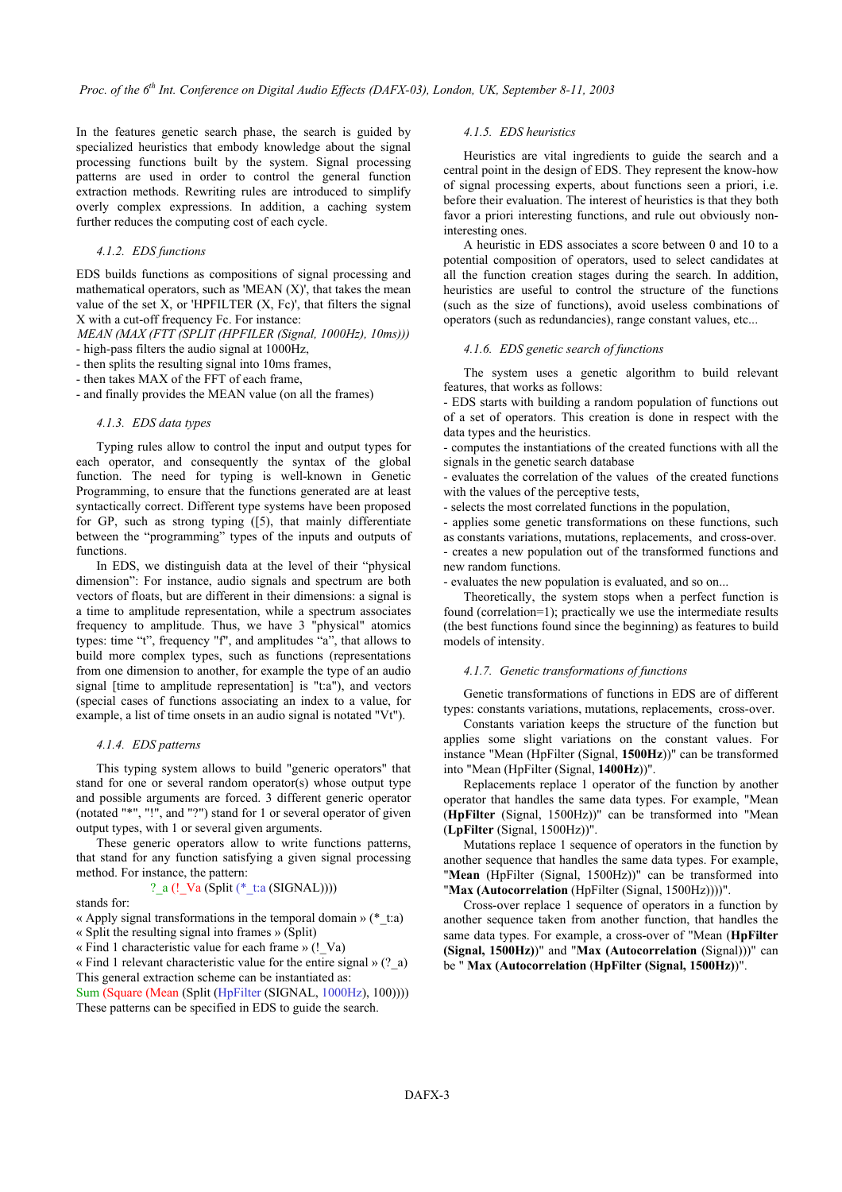In the features genetic search phase, the search is guided by specialized heuristics that embody knowledge about the signal processing functions built by the system. Signal processing patterns are used in order to control the general function extraction methods. Rewriting rules are introduced to simplify overly complex expressions. In addition, a caching system further reduces the computing cost of each cycle.

#### 4.1.2. EDS functions

EDS builds functions as compositions of signal processing and mathematical operators, such as 'MEAN (X)', that takes the mean value of the set X, or 'HPFILTER (X, Fc)', that filters the signal X with a cut-off frequency Fc. For instance:

*MEAN (MAX (FTT (SPLIT (HPFILER (Signal, 1000Hz), 10ms)))*

- high-pass filters the audio signal at 1000Hz,
- then splits the resulting signal into 10ms frames,
- then takes MAX of the FFT of each frame,
- and finally provides the MEAN value (on all the frames)

#### 4.1.3. EDS data types

Typing rules allow to control the input and output types for each operator, and consequently the syntax of the global function. The need for typing is well-known in Genetic Programming, to ensure that the functions generated are at least syntactically correct. Different type systems have been proposed for GP, such as strong typing ([5), that mainly differentiate between the "programming" types of the inputs and outputs of functions.

In EDS, we distinguish data at the level of their "physical dimension": For instance, audio signals and spectrum are both vectors of floats, but are different in their dimensions: a signal is a time to amplitude representation, while a spectrum associates frequency to amplitude. Thus, we have 3 "physical" atomics types: time "t", frequency "f", and amplitudes "a", that allows to build more complex types, such as functions (representations from one dimension to another, for example the type of an audio signal [time to amplitude representation] is "t:a"), and vectors (special cases of functions associating an index to a value, for example, a list of time onsets in an audio signal is notated "Vt").

#### 4.1.4. EDS patterns

This typing system allows to build "generic operators" that stand for one or several random operator(s) whose output type and possible arguments are forced. 3 different generic operator (notated "*", "!", and "?") stand for 1 or several operator of given output types, with 1 or several given arguments.

These generic operators allow to write functions patterns, that stand for any function satisfying a given signal processing method. For instance, the pattern:

?_a (!_Va (Split (*_t:a (SIGNAL))))

stands for:

« Apply signal transformations in the temporal domain » (*_t:a)
« Split the resulting signal into frames » (Split)
« Find 1 characteristic value for each frame » (!_Va)
« Find 1 relevant characteristic value for the entire signal » (?_a)

This general extraction scheme can be instantiated as:

Sum (Square (Mean (Split (HpFilter (SIGNAL, 1000Hz), 100))))

These patterns can be specified in EDS to guide the search.

#### 4.1.5. EDS heuristics

Heuristics are vital ingredients to guide the search and a central point in the design of EDS. They represent the know-how of signal processing experts, about functions seen a priori, i.e. before their evaluation. The interest of heuristics is that they both favor a priori interesting functions, and rule out obviously non-interesting ones.

A heuristic in EDS associates a score between 0 and 10 to a potential composition of operators, used to select candidates at all the function creation stages during the search. In addition, heuristics are useful to control the structure of the functions (such as the size of functions), avoid useless combinations of operators (such as redundancies), range constant values, etc...

#### 4.1.6. EDS genetic search of functions

The system uses a genetic algorithm to build relevant features, that works as follows:

- EDS starts with building a random population of functions out of a set of operators. This creation is done in respect with the data types and the heuristics.
- computes the instantiations of the created functions with all the signals in the genetic search database
- evaluates the correlation of the values of the created functions with the values of the perceptive tests,
- selects the most correlated functions in the population,
- applies some genetic transformations on these functions, such as constants variations, mutations, replacements, and cross-over.
- creates a new population out of the transformed functions and new random functions.
- evaluates the new population is evaluated, and so on...

Theoretically, the system stops when a perfect function is found (correlation=1); practically we use the intermediate results (the best functions found since the beginning) as features to build models of intensity.

#### 4.1.7. Genetic transformations of functions

Genetic transformations of functions in EDS are of different types: constants variations, mutations, replacements, cross-over.

Constants variation keeps the structure of the function but applies some slight variations on the constant values. For instance "Mean (HpFilter (Signal, **1500Hz**))" can be transformed into "Mean (HpFilter (Signal, **1400Hz**))".

Replacements replace 1 operator of the function by another operator that handles the same data types. For example, "Mean (**HpFilter** (Signal, 1500Hz))" can be transformed into "Mean (**LpFilter** (Signal, 1500Hz))".

Mutations replace 1 sequence of operators in the function by another sequence that handles the same data types. For example, "**Mean** (HpFilter (Signal, 1500Hz))" can be transformed into "**Max (Autocorrelation** (HpFilter (Signal, 1500Hz))))".

Cross-over replace 1 sequence of operators in a function by another sequence taken from another function, that handles the same data types. For example, a cross-over of "Mean (**HpFilter (Signal, 1500Hz)**)" and "**Max (Autocorrelation** (Signal)))" can be " **Max (Autocorrelation** (**HpFilter (Signal, 1500Hz)**))".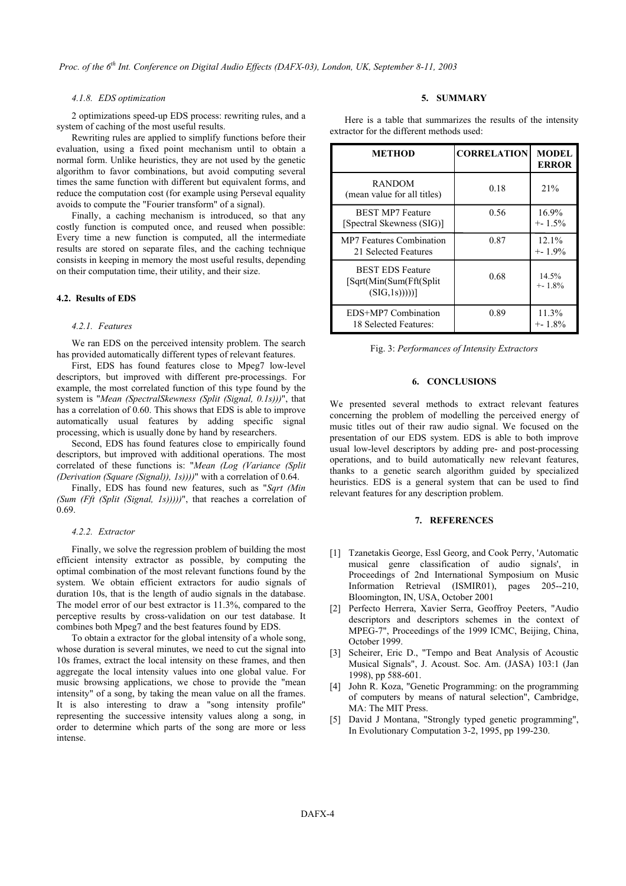#### 4.1.8. EDS optimization

2 optimizations speed-up EDS process: rewriting rules, and a system of caching of the most useful results.

Rewriting rules are applied to simplify functions before their evaluation, using a fixed point mechanism until to obtain a normal form. Unlike heuristics, they are not used by the genetic algorithm to favor combinations, but avoid computing several times the same function with different but equivalent forms, and reduce the computation cost (for example using Perseval equality avoids to compute the "Fourier transform" of a signal).

Finally, a caching mechanism is introduced, so that any costly function is computed once, and reused when possible: Every time a new function is computed, all the intermediate results are stored on separate files, and the caching technique consists in keeping in memory the most useful results, depending on their computation time, their utility, and their size.

### 4.2. Results of EDS

#### 4.2.1. Features

We ran EDS on the perceived intensity problem. The search has provided automatically different types of relevant features.

First, EDS has found features close to Mpeg7 low-level descriptors, but improved with different pre-processings. For example, the most correlated function of this type found by the system is "*Mean (SpectralSkewness (Split (Signal, 0.1s)))*", that has a correlation of 0.60. This shows that EDS is able to improve automatically usual features by adding specific signal processing, which is usually done by hand by researchers.

Second, EDS has found features close to empirically found descriptors, but improved with additional operations. The most correlated of these functions is: "*Mean (Log (Variance (Split (Derivation (Square (Signal)), 1s))))*" with a correlation of 0.64.

Finally, EDS has found new features, such as "*Sqrt (Min (Sum (Fft (Split (Signal, 1s)))))*", that reaches a correlation of 0.69.

#### 4.2.2. Extractor

Finally, we solve the regression problem of building the most efficient intensity extractor as possible, by computing the optimal combination of the most relevant functions found by the system. We obtain efficient extractors for audio signals of duration 10s, that is the length of audio signals in the database. The model error of our best extractor is 11.3%, compared to the perceptive results by cross-validation on our test database. It combines both Mpeg7 and the best features found by EDS.

To obtain a extractor for the global intensity of a whole song, whose duration is several minutes, we need to cut the signal into 10s frames, extract the local intensity on these frames, and then aggregate the local intensity values into one global value. For music browsing applications, we chose to provide the "mean intensity" of a song, by taking the mean value on all the frames. It is also interesting to draw a "song intensity profile" representing the successive intensity values along a song, in order to determine which parts of the song are more or less intense.

## 5. SUMMARY

Here is a table that summarizes the results of the intensity extractor for the different methods used:

| METHOD | CORRELATION | MODEL ERROR |
|---|---|---|
| RANDOM (mean value for all titles) | 0.18 | 21% |
| BEST MP7 Feature [Spectral Skewness (SIG)] | 0.56 | 16.9% +- 1.5% |
| MP7 Features Combination 21 Selected Features | 0.87 | 12.1% +- 1.9% |
| BEST EDS Feature [Sqrt(Min(Sum(Fft(Split (SIG,1s)))))] | 0.68 | 14.5% +- 1.8% |
| EDS+MP7 Combination 18 Selected Features: | 0.89 | 11.3% +- 1.8% |

Fig. 3: *Performances of Intensity Extractors*

## 6. CONCLUSIONS

We presented several methods to extract relevant features concerning the problem of modelling the perceived energy of music titles out of their raw audio signal. We focused on the presentation of our EDS system. EDS is able to both improve usual low-level descriptors by adding pre- and post-processing operations, and to build automatically new relevant features, thanks to a genetic search algorithm guided by specialized heuristics. EDS is a general system that can be used to find relevant features for any description problem.

## 7. REFERENCES

[1] Tzanetakis George, Essl Georg, and Cook Perry, 'Automatic musical genre classification of audio signals', in Proceedings of 2nd International Symposium on Music Information Retrieval (ISMIR01), pages 205--210, Bloomington, IN, USA, October 2001

[2] Perfecto Herrera, Xavier Serra, Geoffroy Peeters, "Audio descriptors and descriptors schemes in the context of MPEG-7", Proceedings of the 1999 ICMC, Beijing, China, October 1999.

[3] Scheirer, Eric D., "Tempo and Beat Analysis of Acoustic Musical Signals", J. Acoust. Soc. Am. (JASA) 103:1 (Jan 1998), pp 588-601.

[4] John R. Koza, "Genetic Programming: on the programming of computers by means of natural selection", Cambridge, MA: The MIT Press.

[5] David J Montana, "Strongly typed genetic programming", In Evolutionary Computation 3-2, 1995, pp 199-230.